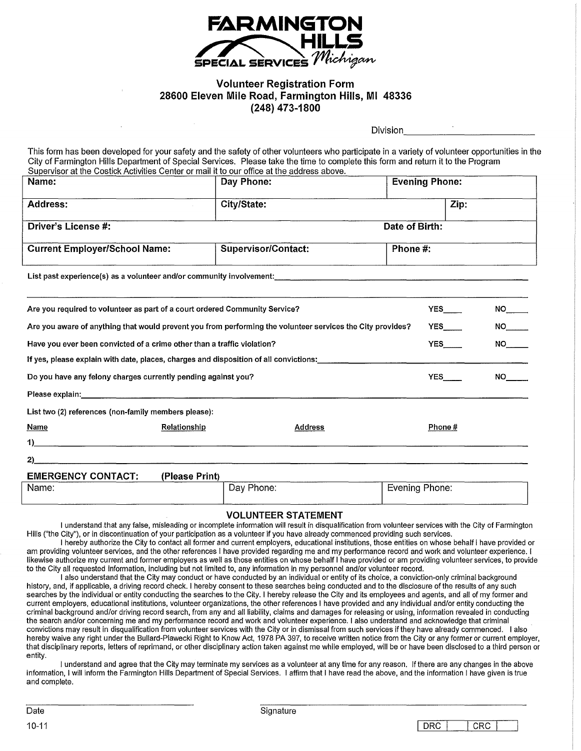# FARMINGTON HILLS SPECIAL SERVICES *Michigan*

## Volunteer Registration Form
**28600 Eleven Mile Road, Farmington Hills, MI 48336**
**(248) 473-1800**

Division______________________

This form has been developed for your safety and the safety of other volunteers who participate in a variety of volunteer opportunities in the City of Farmington Hills Department of Special Services. Please take the time to complete this form and return it to the Program Supervisor at the Costick Activities Center or mail it to our office at the address above.

| **Name:** | **Day Phone:** | **Evening Phone:** | |
|---|---|---|---|
| **Address:** | **City/State:** | | **Zip:** |
| **Driver's License #:** | | **Date of Birth:** | |
| **Current Employer/School Name:** | **Supervisor/Contact:** | **Phone #:** | |

List past experience(s) as a volunteer and/or community involvement:______________________________

______________________________________________________________

Are you required to volunteer as part of a court ordered Community Service? YES____ NO____

Are you aware of anything that would prevent you from performing the volunteer services the City provides? YES____ NO____

Have you ever been convicted of a crime other than a traffic violation? YES____ NO____

If yes, please explain with date, places, charges and disposition of all convictions:______________________________

Do you have any felony charges currently pending against you? YES____ NO____

Please explain:______________________________

List two (2) references (non-family members please):

| Name | Relationship | Address | Phone # |
|---|---|---|---|
| 1) | | | |
| 2) | | | |

**EMERGENCY CONTACT: (Please Print)**

| Name: | Day Phone: | Evening Phone: |
|---|---|---|
| | | |

## VOLUNTEER STATEMENT

I understand that any false, misleading or incomplete information will result in disqualification from volunteer services with the City of Farmington Hills ("the City"), or in discontinuation of your participation as a volunteer if you have already commenced providing such services.

I hereby authorize the City to contact all former and current employers, educational institutions, those entities on whose behalf I have provided or am providing volunteer services, and the other references I have provided regarding me and my performance record and work and volunteer experience. I likewise authorize my current and former employers as well as those entities on whose behalf I have provided or am providing volunteer services, to provide to the City all requested information, including but not limited to, any information in my personnel and/or volunteer record.

I also understand that the City may conduct or have conducted by an individual or entity of its choice, a conviction-only criminal background history, and, if applicable, a driving record check. I hereby consent to these searches being conducted and to the disclosure of the results of any such searches by the individual or entity conducting the searches to the City. I hereby release the City and its employees and agents, and all of my former and current employers, educational institutions, volunteer organizations, the other references I have provided and any individual and/or entity conducting the criminal background and/or driving record search, from any and all liability, claims and damages for releasing or using, information revealed in conducting the search and/or concerning me and my performance record and work and volunteer experience. I also understand and acknowledge that criminal convictions may result in disqualification from volunteer services with the City or in dismissal from such services if they have already commenced. I also hereby waive any right under the Bullard-Plawecki Right to Know Act, 1978 PA 397, to receive written notice from the City or any former or current employer, that disciplinary reports, letters of reprimand, or other disciplinary action taken against me while employed, will be or have been disclosed to a third person or entity.

I understand and agree that the City may terminate my services as a volunteer at any time for any reason. If there are any changes in the above information, I will inform the Farmington Hills Department of Special Services. I affirm that I have read the above, and the information I have given is true and complete.

______________________ ______________________
Date Signature

10-11

| DRC | | CRC | |
|---|---|---|---|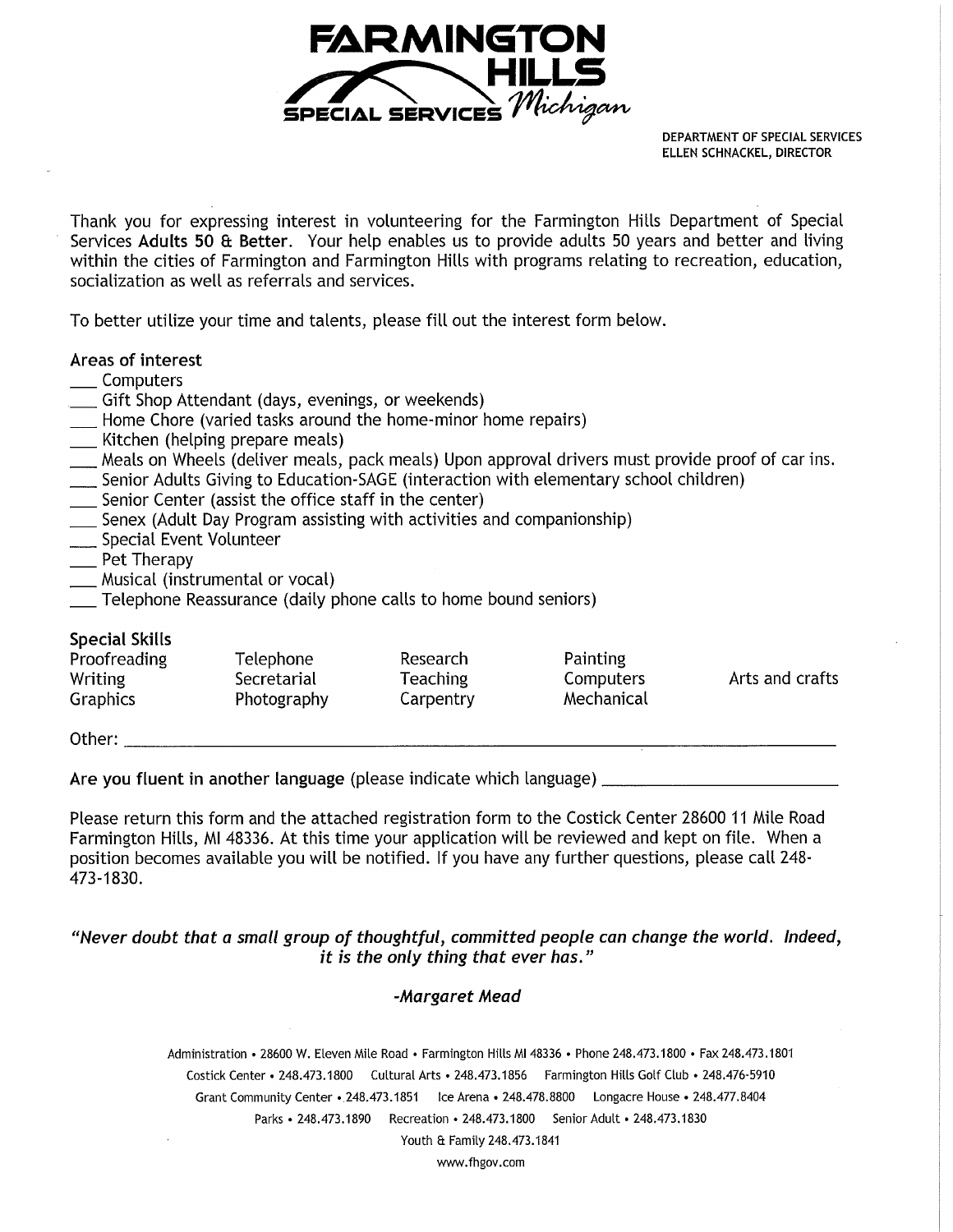# FARMINGTON HILLS
SPECIAL SERVICES *Michigan*

DEPARTMENT OF SPECIAL SERVICES
ELLEN SCHNACKEL, DIRECTOR

Thank you for expressing interest in volunteering for the Farmington Hills Department of Special Services **Adults 50 & Better**. Your help enables us to provide adults 50 years and better and living within the cities of Farmington and Farmington Hills with programs relating to recreation, education, socialization as well as referrals and services.

To better utilize your time and talents, please fill out the interest form below.

### Areas of interest

___ Computers
___ Gift Shop Attendant (days, evenings, or weekends)
___ Home Chore (varied tasks around the home-minor home repairs)
___ Kitchen (helping prepare meals)
___ Meals on Wheels (deliver meals, pack meals) Upon approval drivers must provide proof of car ins.
___ Senior Adults Giving to Education-SAGE (interaction with elementary school children)
___ Senior Center (assist the office staff in the center)
___ Senex (Adult Day Program assisting with activities and companionship)
___ Special Event Volunteer
___ Pet Therapy
___ Musical (instrumental or vocal)
___ Telephone Reassurance (daily phone calls to home bound seniors)

### Special Skills

| | | | | |
|---|---|---|---|---|
| Proofreading | Telephone | Research | Painting | |
| Writing | Secretarial | Teaching | Computers | Arts and crafts |
| Graphics | Photography | Carpentry | Mechanical | |

Other: ______________________________________________

**Are you fluent in another language** (please indicate which language) ______________________

Please return this form and the attached registration form to the Costick Center 28600 11 Mile Road Farmington Hills, MI 48336. At this time your application will be reviewed and kept on file. When a position becomes available you will be notified. If you have any further questions, please call 248-473-1830.

*"Never doubt that a small group of thoughtful, committed people can change the world. Indeed, it is the only thing that ever has."*

*-Margaret Mead*

Administration • 28600 W. Eleven Mile Road • Farmington Hills MI 48336 • Phone 248.473.1800 • Fax 248.473.1801
Costick Center • 248.473.1800 Cultural Arts • 248.473.1856 Farmington Hills Golf Club • 248.476-5910
Grant Community Center • 248.473.1851 Ice Arena • 248.478.8800 Longacre House • 248.477.8404
Parks • 248.473.1890 Recreation • 248.473.1800 Senior Adult • 248.473.1830
Youth & Family 248.473.1841
www.fhgov.com